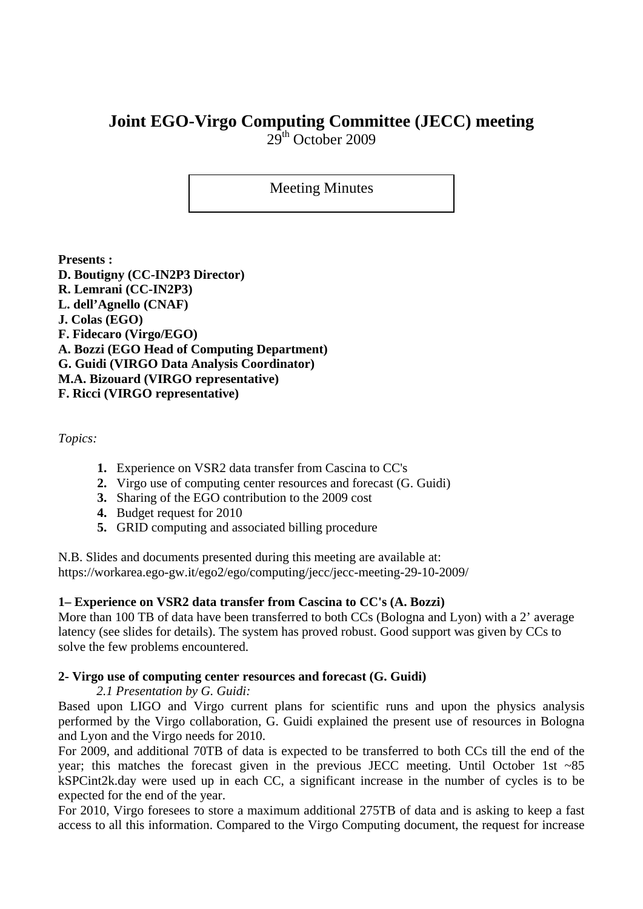# Joint EGO-Virgo Computing Committee (JECC) meeting

29th October 2009

Meeting Minutes

**Presents :**
**D. Boutigny (CC-IN2P3 Director)**
**R. Lemrani (CC-IN2P3)**
**L. dell'Agnello (CNAF)**
**J. Colas (EGO)**
**F. Fidecaro (Virgo/EGO)**
**A. Bozzi (EGO Head of Computing Department)**
**G. Guidi (VIRGO Data Analysis Coordinator)**
**M.A. Bizouard (VIRGO representative)**
**F. Ricci (VIRGO representative)**

*Topics:*

1. Experience on VSR2 data transfer from Cascina to CC's
2. Virgo use of computing center resources and forecast (G. Guidi)
3. Sharing of the EGO contribution to the 2009 cost
4. Budget request for 2010
5. GRID computing and associated billing procedure

N.B. Slides and documents presented during this meeting are available at:
https://workarea.ego-gw.it/ego2/ego/computing/jecc/jecc-meeting-29-10-2009/

**1– Experience on VSR2 data transfer from Cascina to CC's (A. Bozzi)**

More than 100 TB of data have been transferred to both CCs (Bologna and Lyon) with a 2' average latency (see slides for details). The system has proved robust. Good support was given by CCs to solve the few problems encountered.

**2- Virgo use of computing center resources and forecast (G. Guidi)**

*2.1 Presentation by G. Guidi:*

Based upon LIGO and Virgo current plans for scientific runs and upon the physics analysis performed by the Virgo collaboration, G. Guidi explained the present use of resources in Bologna and Lyon and the Virgo needs for 2010.

For 2009, and additional 70TB of data is expected to be transferred to both CCs till the end of the year; this matches the forecast given in the previous JECC meeting. Until October 1st ~85 kSPCint2k.day were used up in each CC, a significant increase in the number of cycles is to be expected for the end of the year.

For 2010, Virgo foresees to store a maximum additional 275TB of data and is asking to keep a fast access to all this information. Compared to the Virgo Computing document, the request for increase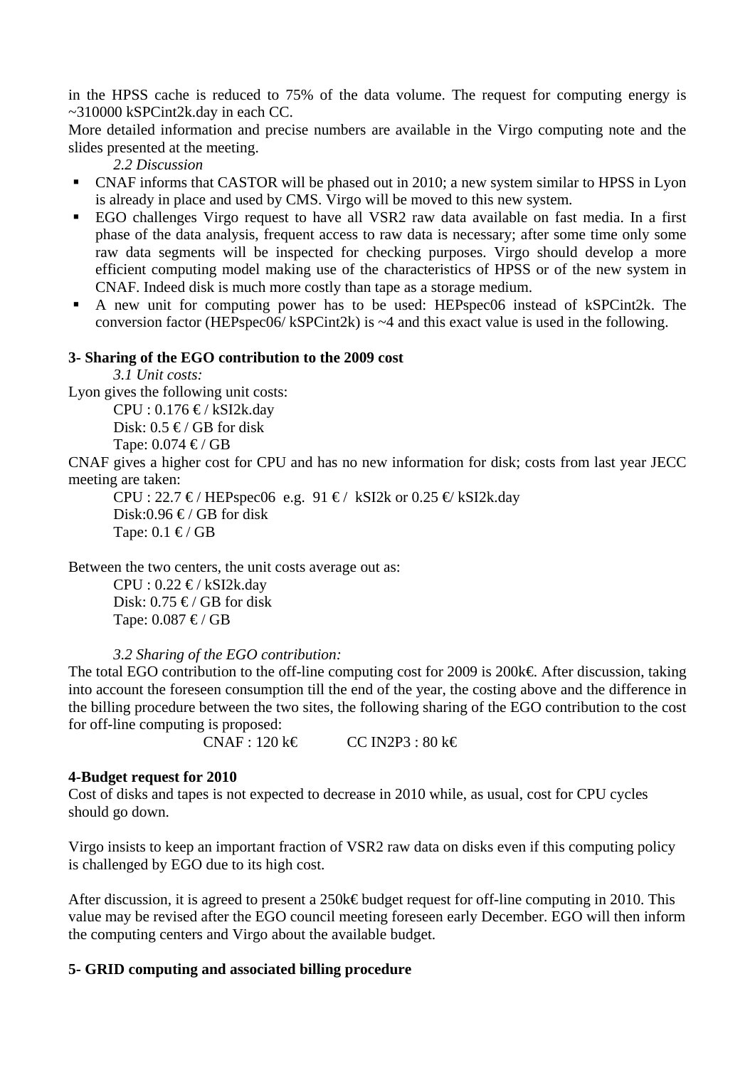in the HPSS cache is reduced to 75% of the data volume. The request for computing energy is ~310000 kSPCint2k.day in each CC.

More detailed information and precise numbers are available in the Virgo computing note and the slides presented at the meeting.

*2.2 Discussion*

- CNAF informs that CASTOR will be phased out in 2010; a new system similar to HPSS in Lyon is already in place and used by CMS. Virgo will be moved to this new system.
- EGO challenges Virgo request to have all VSR2 raw data available on fast media. In a first phase of the data analysis, frequent access to raw data is necessary; after some time only some raw data segments will be inspected for checking purposes. Virgo should develop a more efficient computing model making use of the characteristics of HPSS or of the new system in CNAF. Indeed disk is much more costly than tape as a storage medium.
- A new unit for computing power has to be used: HEPspec06 instead of kSPCint2k. The conversion factor (HEPspec06/ kSPCint2k) is ~4 and this exact value is used in the following.

**3- Sharing of the EGO contribution to the 2009 cost**

*3.1 Unit costs:*

Lyon gives the following unit costs:

CPU : 0.176 € / kSI2k.day
Disk: 0.5 € / GB for disk
Tape: 0.074 € / GB

CNAF gives a higher cost for CPU and has no new information for disk; costs from last year JECC meeting are taken:

CPU : 22.7 € / HEPspec06 e.g. 91 € / kSI2k or 0.25 €/ kSI2k.day
Disk:0.96 € / GB for disk
Tape: 0.1 € / GB

Between the two centers, the unit costs average out as:

CPU : 0.22 € / kSI2k.day
Disk: 0.75 € / GB for disk
Tape: 0.087 € / GB

*3.2 Sharing of the EGO contribution:*

The total EGO contribution to the off-line computing cost for 2009 is 200k€. After discussion, taking into account the foreseen consumption till the end of the year, the costing above and the difference in the billing procedure between the two sites, the following sharing of the EGO contribution to the cost for off-line computing is proposed:

CNAF : 120 k€ CC IN2P3 : 80 k€

**4-Budget request for 2010**

Cost of disks and tapes is not expected to decrease in 2010 while, as usual, cost for CPU cycles should go down.

Virgo insists to keep an important fraction of VSR2 raw data on disks even if this computing policy is challenged by EGO due to its high cost.

After discussion, it is agreed to present a 250k€ budget request for off-line computing in 2010. This value may be revised after the EGO council meeting foreseen early December. EGO will then inform the computing centers and Virgo about the available budget.

**5- GRID computing and associated billing procedure**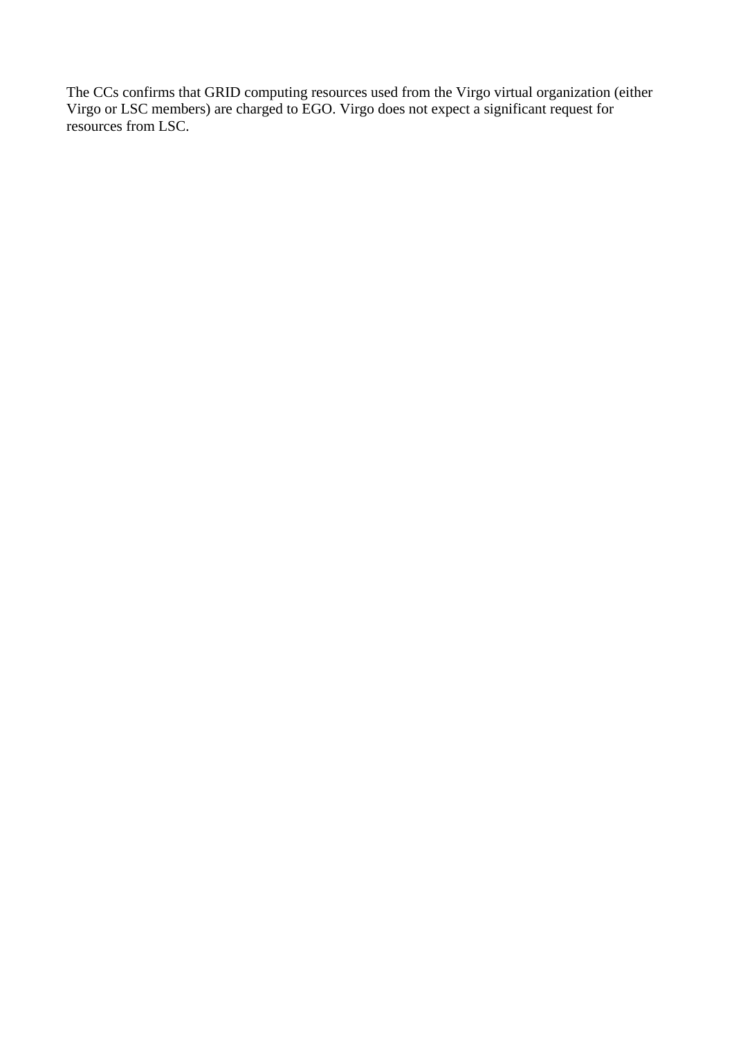The CCs confirms that GRID computing resources used from the Virgo virtual organization (either Virgo or LSC members) are charged to EGO. Virgo does not expect a significant request for resources from LSC.